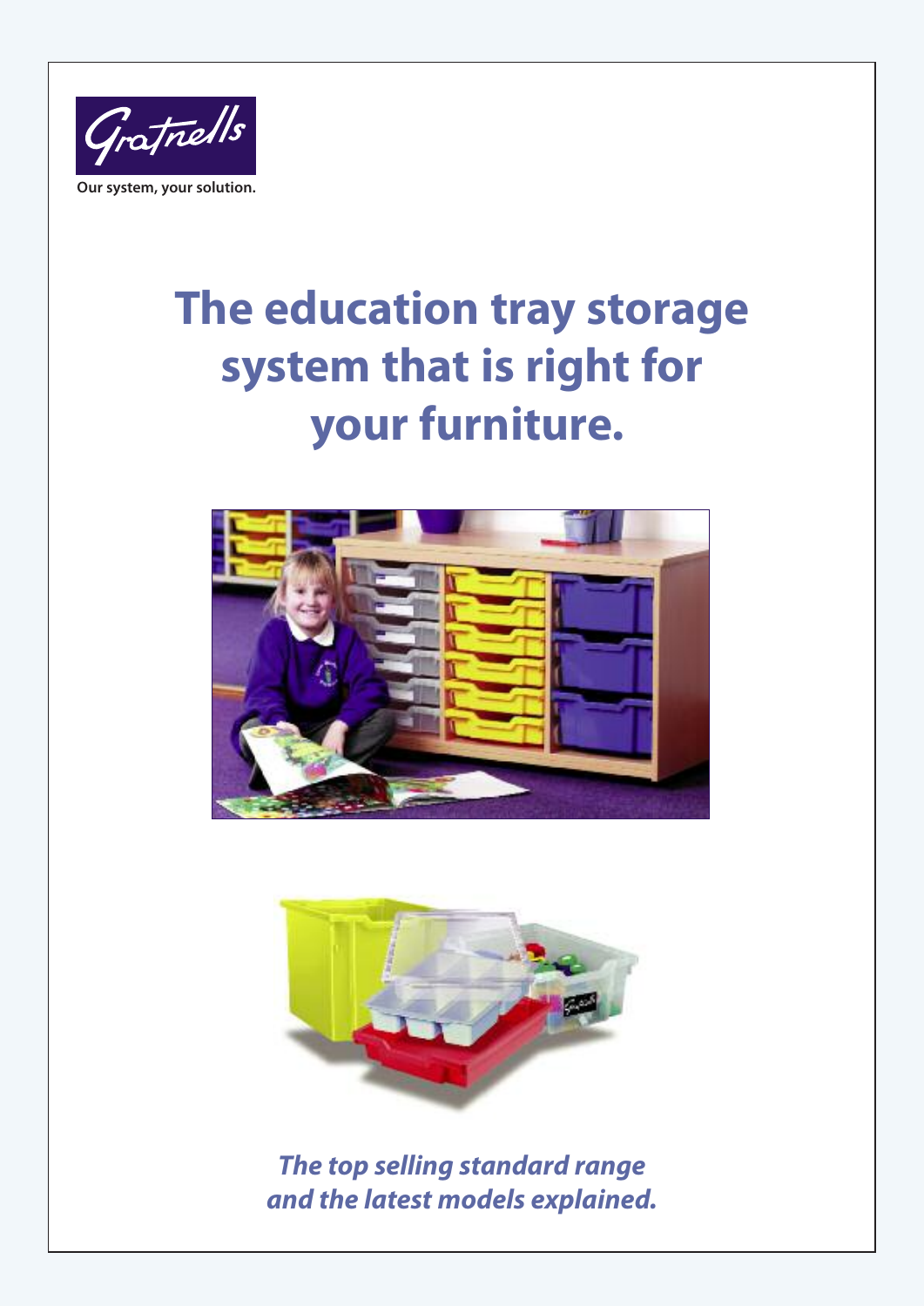Gratnells

Our system, your solution.

# The education tray storage system that is right for your furniture.

***The top selling standard range and the latest models explained.***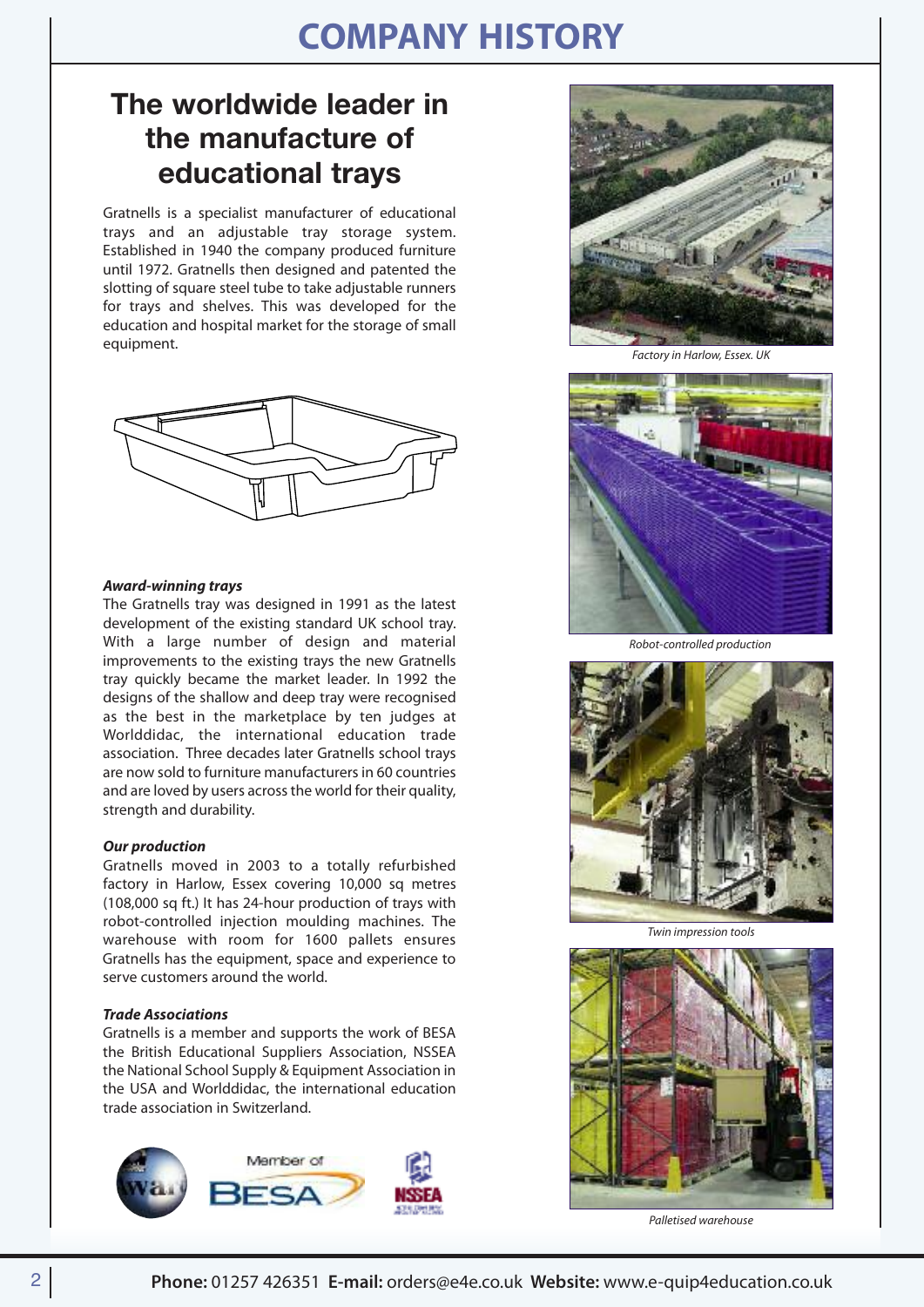# COMPANY HISTORY

## The worldwide leader in the manufacture of educational trays

Gratnells is a specialist manufacturer of educational trays and an adjustable tray storage system. Established in 1940 the company produced furniture until 1972. Gratnells then designed and patented the slotting of square steel tube to take adjustable runners for trays and shelves. This was developed for the education and hospital market for the storage of small equipment.

***Award-winning trays***

The Gratnells tray was designed in 1991 as the latest development of the existing standard UK school tray. With a large number of design and material improvements to the existing trays the new Gratnells tray quickly became the market leader. In 1992 the designs of the shallow and deep tray were recognised as the best in the marketplace by ten judges at Worlddidac, the international education trade association. Three decades later Gratnells school trays are now sold to furniture manufacturers in 60 countries and are loved by users across the world for their quality, strength and durability.

***Our production***

Gratnells moved in 2003 to a totally refurbished factory in Harlow, Essex covering 10,000 sq metres (108,000 sq ft.) It has 24-hour production of trays with robot-controlled injection moulding machines. The warehouse with room for 1600 pallets ensures Gratnells has the equipment, space and experience to serve customers around the world.

***Trade Associations***

Gratnells is a member and supports the work of BESA the British Educational Suppliers Association, NSSEA the National School Supply & Equipment Association in the USA and Worlddidac, the international education trade association in Switzerland.

*Factory in Harlow, Essex. UK*

*Robot-controlled production*

*Twin impression tools*

*Palletised warehouse*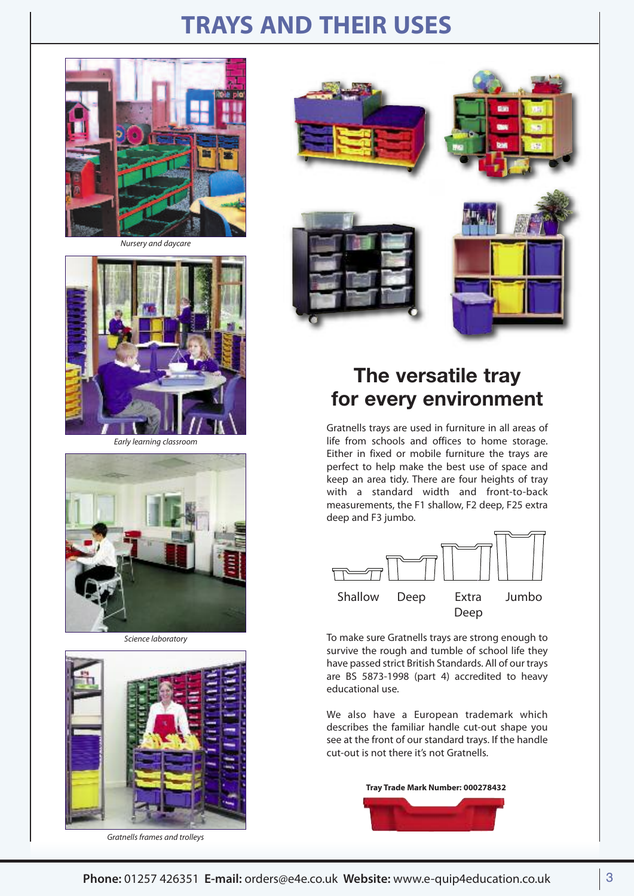# TRAYS AND THEIR USES

*Nursery and daycare*

*Early learning classroom*

*Science laboratory*

*Gratnells frames and trolleys*

## The versatile tray for every environment

Gratnells trays are used in furniture in all areas of life from schools and offices to home storage. Either in fixed or mobile furniture the trays are perfect to help make the best use of space and keep an area tidy. There are four heights of tray with a standard width and front-to-back measurements, the F1 shallow, F2 deep, F25 extra deep and F3 jumbo.

Shallow    Deep    Extra Deep    Jumbo

To make sure Gratnells trays are strong enough to survive the rough and tumble of school life they have passed strict British Standards. All of our trays are BS 5873-1998 (part 4) accredited to heavy educational use.

We also have a European trademark which describes the familiar handle cut-out shape you see at the front of our standard trays. If the handle cut-out is not there it's not Gratnells.

**Tray Trade Mark Number: 000278432**

**Phone:** 01257 426351 **E-mail:** orders@e4e.co.uk **Website:** www.e-quip4education.co.uk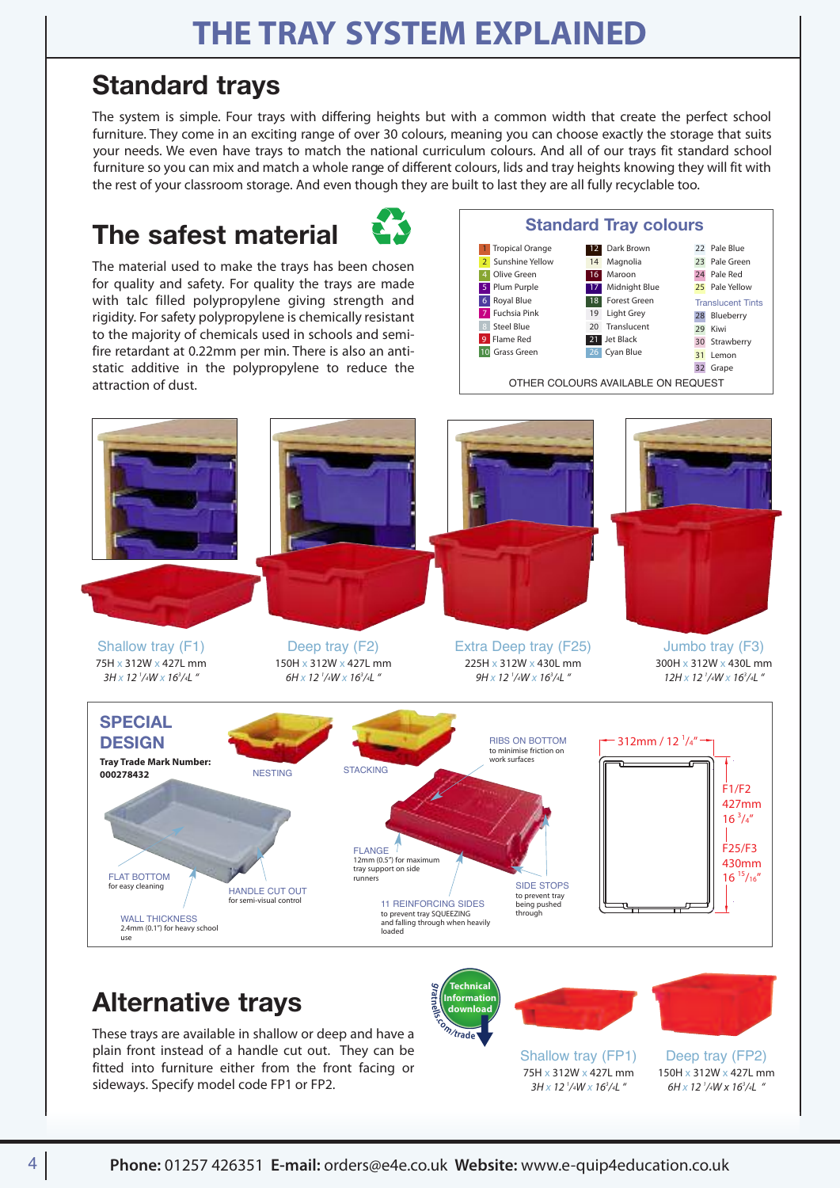# THE TRAY SYSTEM EXPLAINED

## Standard trays

The system is simple. Four trays with differing heights but with a common width that create the perfect school furniture. They come in an exciting range of over 30 colours, meaning you can choose exactly the storage that suits your needs. We even have trays to match the national curriculum colours. And all of our trays fit standard school furniture so you can mix and match a whole range of different colours, lids and tray heights knowing they will fit with the rest of your classroom storage. And even though they are built to last they are all fully recyclable too.

## The safest material

The material used to make the trays has been chosen for quality and safety. For quality the trays are made with talc filled polypropylene giving strength and rigidity. For safety polypropylene is chemically resistant to the majority of chemicals used in schools and semi-fire retardant at 0.22mm per min. There is also an anti-static additive in the polypropylene to reduce the attraction of dust.

### Standard Tray colours

| | | |
|---|---|---|
| 1 Tropical Orange | 12 Dark Brown | 22 Pale Blue |
| 2 Sunshine Yellow | 14 Magnolia | 23 Pale Green |
| 4 Olive Green | 16 Maroon | 24 Pale Red |
| 5 Plum Purple | 17 Midnight Blue | 25 Pale Yellow |
| 6 Royal Blue | 18 Forest Green | Translucent Tints |
| 7 Fuchsia Pink | 19 Light Grey | 28 Blueberry |
| 8 Steel Blue | 20 Translucent | 29 Kiwi |
| 9 Flame Red | 21 Jet Black | 30 Strawberry |
| 10 Grass Green | 26 Cyan Blue | 31 Lemon |
| | | 32 Grape |

OTHER COLOURS AVAILABLE ON REQUEST

**Shallow tray (F1)**
75H x 312W x 427L mm
*3H x 12 1/4W x 16 3/4L "*

**Deep tray (F2)**
150H x 312W x 427L mm
*6H x 12 1/4W x 16 3/4L "*

**Extra Deep tray (F25)**
225H x 312W x 430L mm
*9H x 12 1/4W x 16 3/4L "*

**Jumbo tray (F3)**
300H x 312W x 430L mm
*12H x 12 1/4W x 16 3/4L "*

## SPECIAL DESIGN

**Tray Trade Mark Number: 000278432**

- NESTING
- STACKING
- RIBS ON BOTTOM to minimise friction on work surfaces
- FLAT BOTTOM for easy cleaning
- HANDLE CUT OUT for semi-visual control
- WALL THICKNESS 2.4mm (0.1") for heavy school use
- FLANGE 12mm (0.5") for maximum tray support on side runners
- 11 REINFORCING SIDES to prevent tray SQUEEZING and falling through when heavily loaded
- SIDE STOPS to prevent tray being pushed through

312mm / 12 1/4"

F1/F2 427mm 16 3/4"

F25/F3 430mm 16 15/16"

## Alternative trays

These trays are available in shallow or deep and have a plain front instead of a handle cut out. They can be fitted into furniture either from the front facing or sideways. Specify model code FP1 or FP2.

Technical Information download — gratnells.com/trade

**Shallow tray (FP1)**
75H x 312W x 427L mm
*3H x 12 1/4W x 16 3/4L "*

**Deep tray (FP2)**
150H x 312W x 427L mm
*6H x 12 1/4W x 16 3/4L "*

**Phone:** 01257 426351 **E-mail:** orders@e4e.co.uk **Website:** www.e-quip4education.co.uk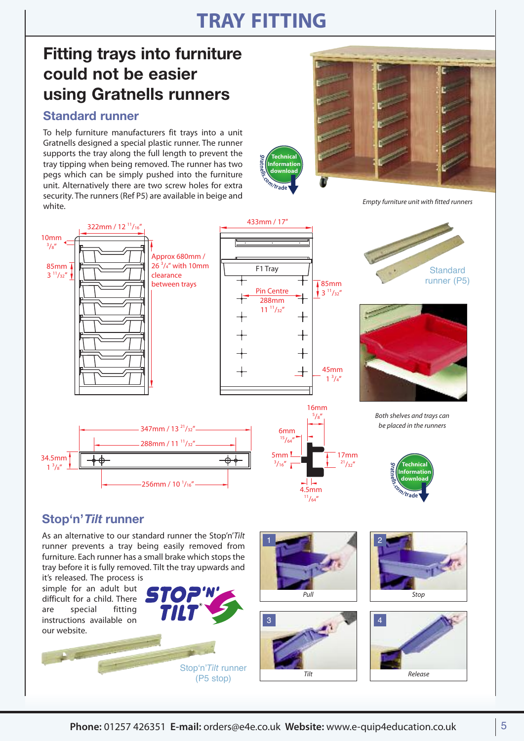# TRAY FITTING

## Fitting trays into furniture could not be easier using Gratnells runners

### Standard runner

To help furniture manufacturers fit trays into a unit Gratnells designed a special plastic runner. The runner supports the tray along the full length to prevent the tray tipping when being removed. The runner has two pegs which can be simply pushed into the furniture unit. Alternatively there are two screw holes for extra security. The runners (Ref P5) are available in beige and white.

Technical Information download gratnells.com/trade

*Empty furniture unit with fitted runners*

322mm / 12 11/16″

10mm 3/8″

85mm 3 11/32″

Approx 680mm / 26 3/4″ with 10mm clearance between trays

433mm / 17″

F1 Tray

Pin Centre 288mm 11 11/32″

85mm 3 11/32″

45mm 1 3/4″

Standard runner (P5)

*Both shelves and trays can be placed in the runners*

347mm / 13 21/32″

288mm / 11 11/32″

34.5mm 1 3/8″

256mm / 10 1/16″

16mm 5/8″

6mm 15/64″

5mm 3/16″

17mm 21/32″

4.5mm 11/64″

Technical Information download gratnells.com/trade

### Stop'n'*Tilt* runner

As an alternative to our standard runner the Stop'n'*Tilt* runner prevents a tray being easily removed from furniture. Each runner has a small brake which stops the tray before it is fully removed. Tilt the tray upwards and it's released. The process is simple for an adult but difficult for a child. There are special fitting instructions available on our website.

STOP'N' TILT®

Stop'n'*Tilt* runner (P5 stop)

1 *Pull*

2 *Stop*

3 *Tilt*

4 *Release*

**Phone:** 01257 426351 **E-mail:** orders@e4e.co.uk **Website:** www.e-quip4education.co.uk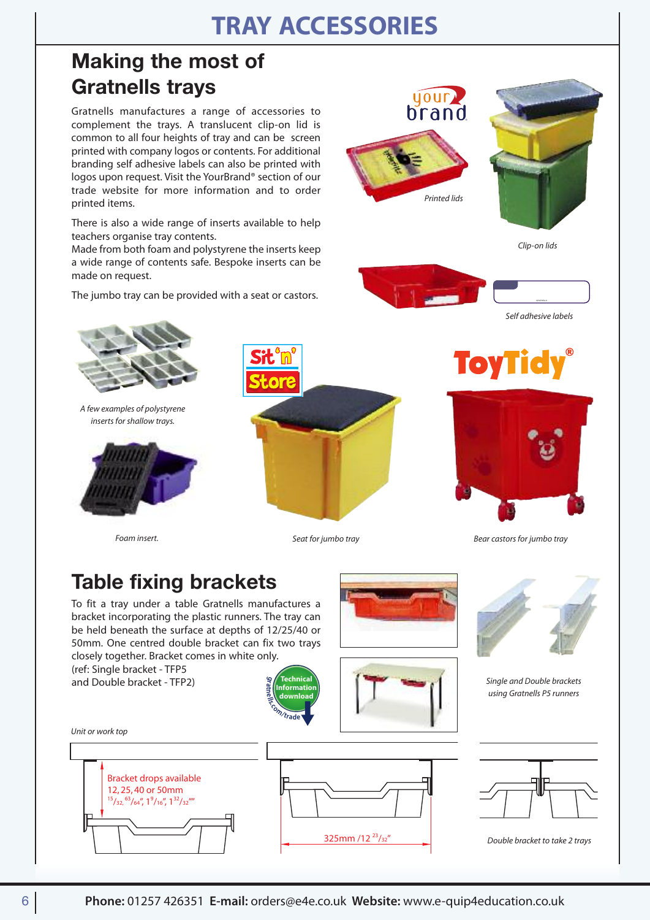# TRAY ACCESSORIES

## Making the most of Gratnells trays

Gratnells manufactures a range of accessories to complement the trays. A translucent clip-on lid is common to all four heights of tray and can be screen printed with company logos or contents. For additional branding self adhesive labels can also be printed with logos upon request. Visit the YourBrand® section of our trade website for more information and to order printed items.

There is also a wide range of inserts available to help teachers organise tray contents.
Made from both foam and polystyrene the inserts keep a wide range of contents safe. Bespoke inserts can be made on request.

The jumbo tray can be provided with a seat or castors.

*Printed lids*

*Clip-on lids*

*Self adhesive labels*

*A few examples of polystyrene inserts for shallow trays.*

*Foam insert.*

*Seat for jumbo tray*

*Bear castors for jumbo tray*

## Table fixing brackets

To fit a tray under a table Gratnells manufactures a bracket incorporating the plastic runners. The tray can be held beneath the surface at depths of 12/25/40 or 50mm. One centred double bracket can fix two trays closely together. Bracket comes in white only.
(ref: Single bracket - TFP5
and Double bracket - TFP2)

Technical Information download – gratnells.com/trade

*Single and Double brackets using Gratnells P5 runners*

*Unit or work top*

Bracket drops available 12, 25, 40 or 50mm
15/32, 63/64", 1 9/16", 1 32/32"

325mm /12 23/32"

*Double bracket to take 2 trays*

**Phone:** 01257 426351 **E-mail:** orders@e4e.co.uk **Website:** www.e-quip4education.co.uk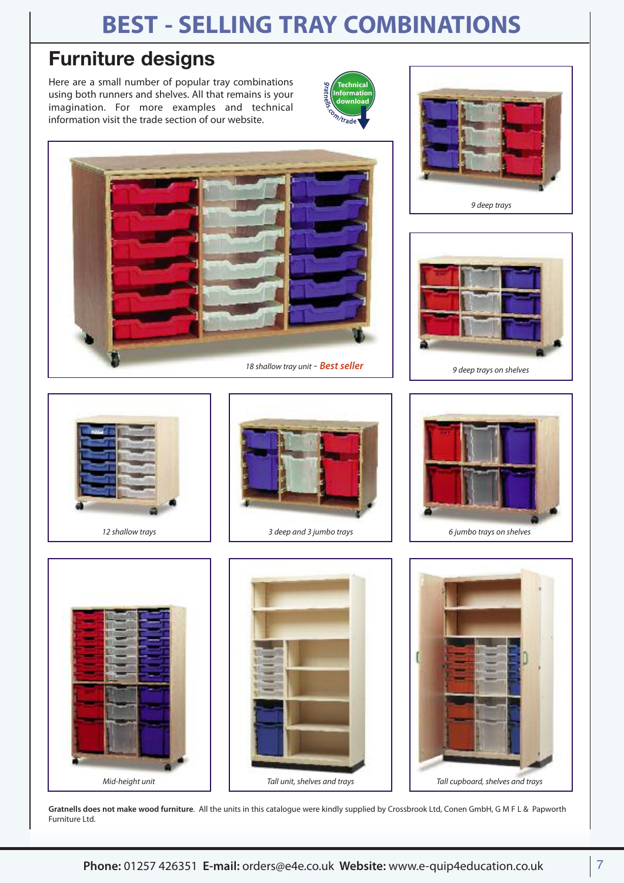# BEST - SELLING TRAY COMBINATIONS

## Furniture designs

Here are a small number of popular tray combinations using both runners and shelves. All that remains is your imagination. For more examples and technical information visit the trade section of our website.

Technical Information download
gratnells.com/trade

*18 shallow tray unit* - ***Best seller***

*9 deep trays*

*9 deep trays on shelves*

*12 shallow trays*

*3 deep and 3 jumbo trays*

*6 jumbo trays on shelves*

*Mid-height unit*

*Tall unit, shelves and trays*

*Tall cupboard, shelves and trays*

**Gratnells does not make wood furniture**. All the units in this catalogue were kindly supplied by Crossbrook Ltd, Conen GmbH, G M F L & Papworth Furniture Ltd.

**Phone:** 01257 426351 **E-mail:** orders@e4e.co.uk **Website:** www.e-quip4education.co.uk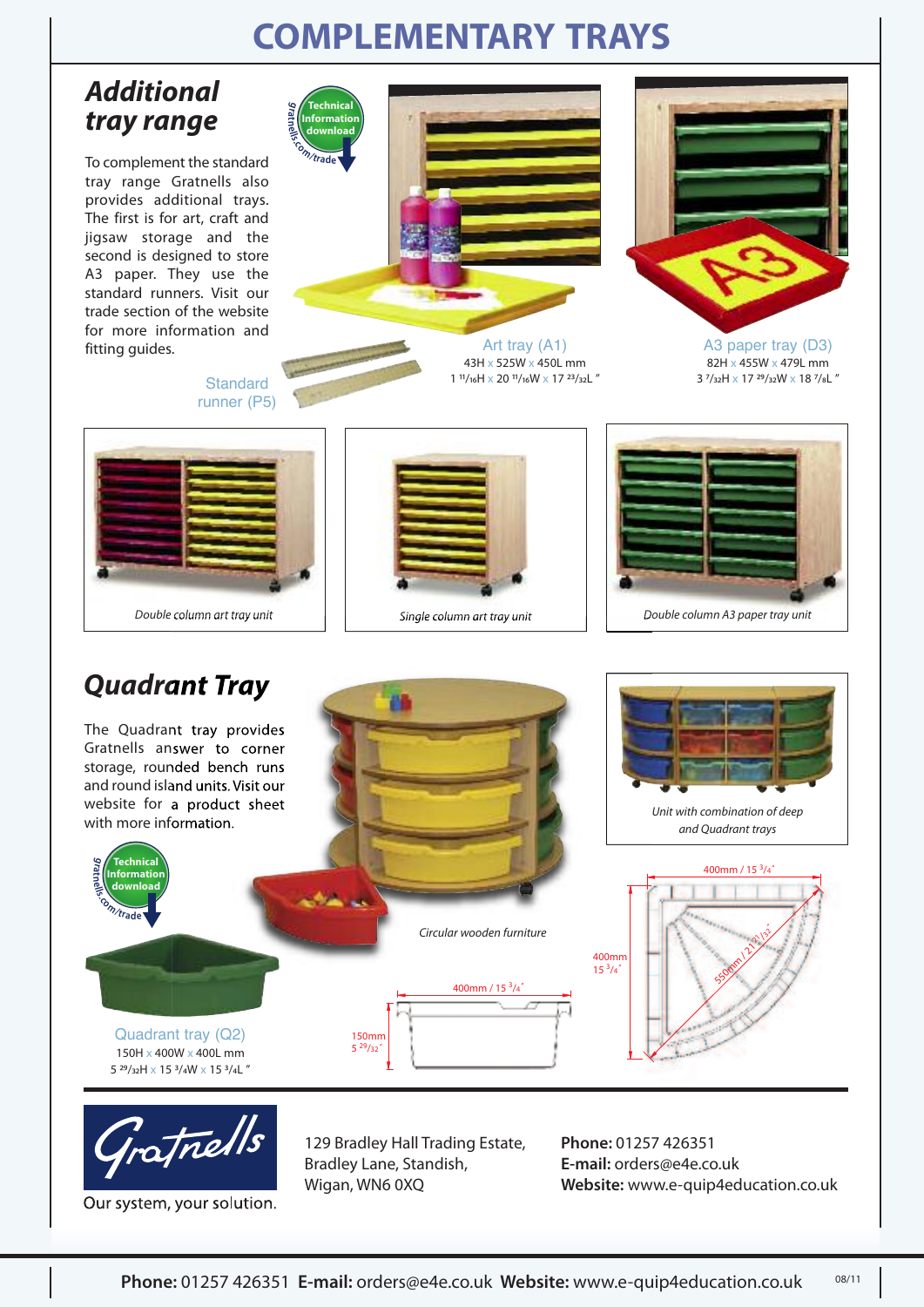# COMPLEMENTARY TRAYS

## *Additional tray range*

To complement the standard tray range Gratnells also provides additional trays. The first is for art, craft and jigsaw storage and the second is designed to store A3 paper. They use the standard runners. Visit our trade section of the website for more information and fitting guides.

Technical Information download gratnells.com/trade

Standard runner (P5)

Art tray (A1)
43H x 525W x 450L mm
1 11/16H x 20 11/16W x 17 23/32L "

A3 paper tray (D3)
82H x 455W x 479L mm
3 7/32H x 17 29/32W x 18 7/8L "

*Double column art tray unit*

*Single column art tray unit*

*Double column A3 paper tray unit*

## *Quadrant Tray*

The Quadrant tray provides Gratnells answer to corner storage, rounded bench runs and round island units. Visit our website for a product sheet with more information.

Technical Information download gratnells.com/trade

*Circular wooden furniture*

*Unit with combination of deep and Quadrant trays*

Quadrant tray (Q2)
150H x 400W x 400L mm
5 29/32H x 15 3/4W x 15 3/4L "

400mm / 15 3/4"

150mm
5 29/32"

400mm / 15 3/4"

400mm
15 3/4"

550mm / 21 21/32"

Gratnells
Our system, your solution.

129 Bradley Hall Trading Estate,
Bradley Lane, Standish,
Wigan, WN6 0XQ

**Phone:** 01257 426351
**E-mail:** orders@e4e.co.uk
**Website:** www.e-quip4education.co.uk

**Phone:** 01257 426351 **E-mail:** orders@e4e.co.uk **Website:** www.e-quip4education.co.uk

08/11